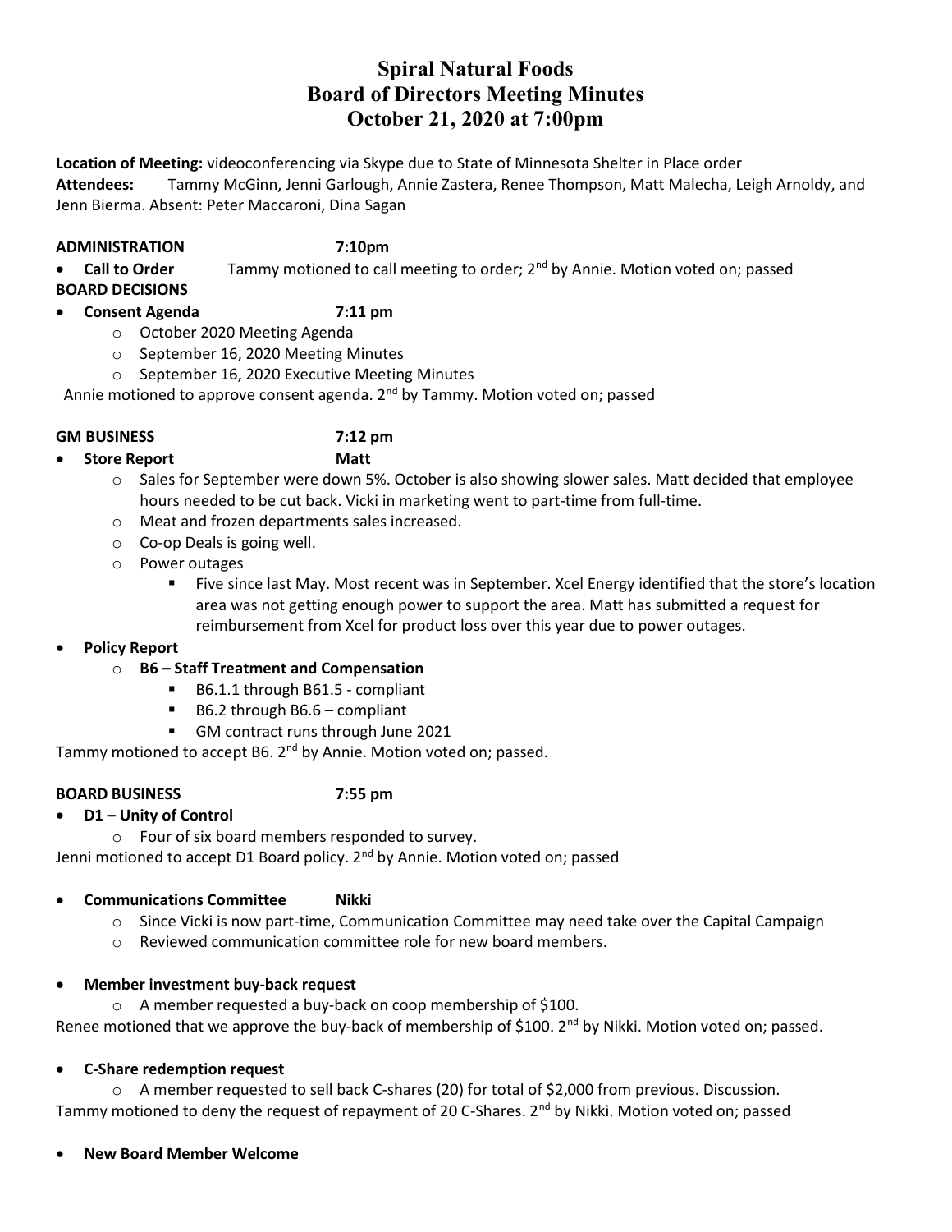# Spiral Natural Foods
# Board of Directors Meeting Minutes
# October 21, 2020 at 7:00pm

**Location of Meeting:** videoconferencing via Skype due to State of Minnesota Shelter in Place order
**Attendees:** Tammy McGinn, Jenni Garlough, Annie Zastera, Renee Thompson, Matt Malecha, Leigh Arnoldy, and Jenn Bierma. Absent: Peter Maccaroni, Dina Sagan

**ADMINISTRATION 7:10pm**

- **Call to Order** Tammy motioned to call meeting to order; 2nd by Annie. Motion voted on; passed

**BOARD DECISIONS**

- **Consent Agenda 7:11 pm**
  - October 2020 Meeting Agenda
  - September 16, 2020 Meeting Minutes
  - September 16, 2020 Executive Meeting Minutes

Annie motioned to approve consent agenda. 2nd by Tammy. Motion voted on; passed

**GM BUSINESS 7:12 pm**

- **Store Report Matt**
  - Sales for September were down 5%. October is also showing slower sales. Matt decided that employee hours needed to be cut back. Vicki in marketing went to part-time from full-time.
  - Meat and frozen departments sales increased.
  - Co-op Deals is going well.
  - Power outages
    - Five since last May. Most recent was in September. Xcel Energy identified that the store's location area was not getting enough power to support the area. Matt has submitted a request for reimbursement from Xcel for product loss over this year due to power outages.
- **Policy Report**
  - **B6 – Staff Treatment and Compensation**
    - B6.1.1 through B61.5 - compliant
    - B6.2 through B6.6 – compliant
    - GM contract runs through June 2021

Tammy motioned to accept B6. 2nd by Annie. Motion voted on; passed.

**BOARD BUSINESS 7:55 pm**

- **D1 – Unity of Control**
  - Four of six board members responded to survey.

Jenni motioned to accept D1 Board policy. 2nd by Annie. Motion voted on; passed

- **Communications Committee Nikki**
  - Since Vicki is now part-time, Communication Committee may need take over the Capital Campaign
  - Reviewed communication committee role for new board members.

- **Member investment buy-back request**
  - A member requested a buy-back on coop membership of $100.

Renee motioned that we approve the buy-back of membership of $100. 2nd by Nikki. Motion voted on; passed.

- **C-Share redemption request**
  - A member requested to sell back C-shares (20) for total of $2,000 from previous. Discussion.

Tammy motioned to deny the request of repayment of 20 C-Shares. 2nd by Nikki. Motion voted on; passed

- **New Board Member Welcome**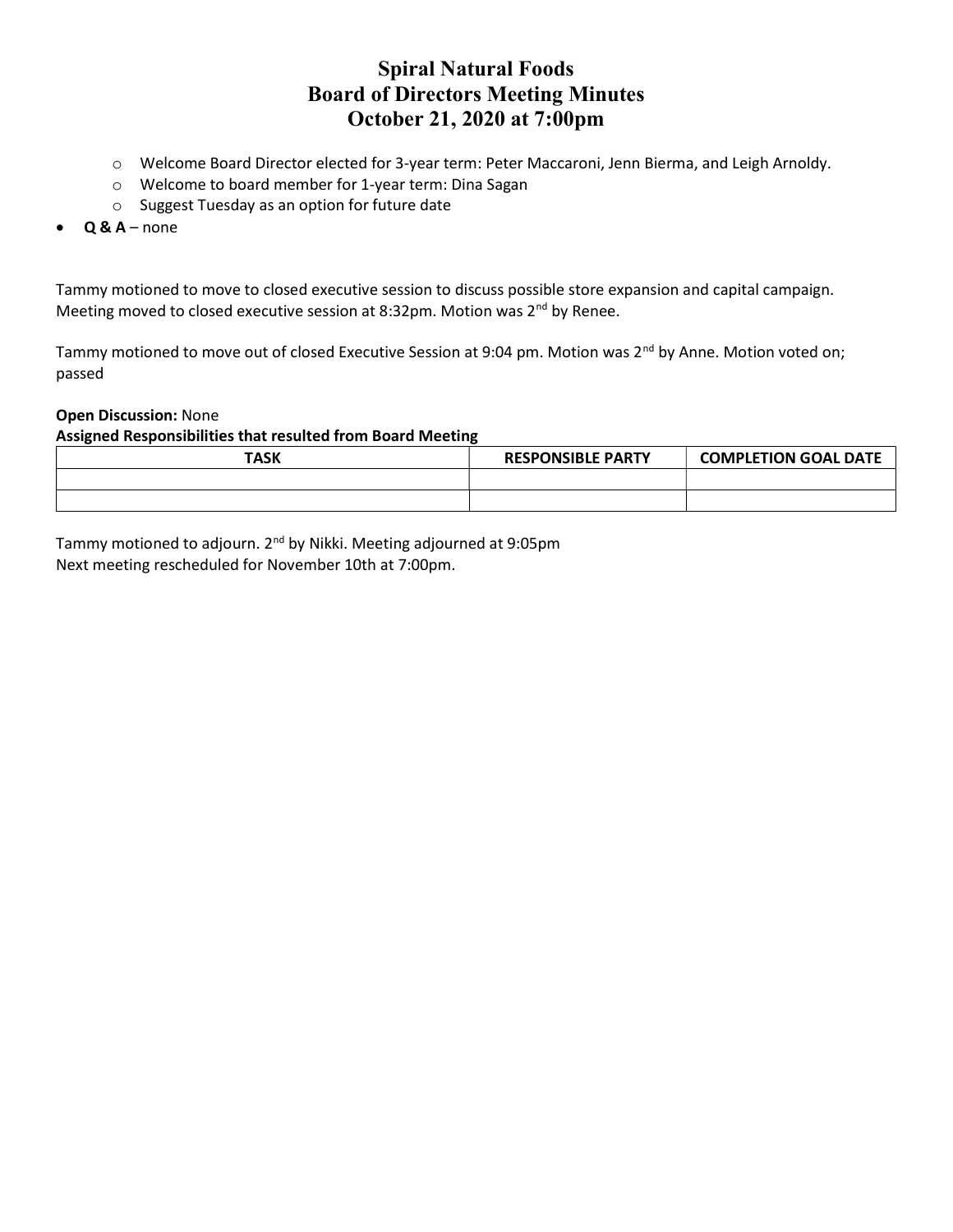# Spiral Natural Foods
## Board of Directors Meeting Minutes
## October 21, 2020 at 7:00pm

- Welcome Board Director elected for 3-year term: Peter Maccaroni, Jenn Bierma, and Leigh Arnoldy.
- Welcome to board member for 1-year term: Dina Sagan
- Suggest Tuesday as an option for future date

- **Q & A** – none

Tammy motioned to move to closed executive session to discuss possible store expansion and capital campaign. Meeting moved to closed executive session at 8:32pm. Motion was 2nd by Renee.

Tammy motioned to move out of closed Executive Session at 9:04 pm. Motion was 2nd by Anne. Motion voted on; passed

**Open Discussion:** None

**Assigned Responsibilities that resulted from Board Meeting**

| TASK | RESPONSIBLE PARTY | COMPLETION GOAL DATE |
|---|---|---|
| | | |
| | | |

Tammy motioned to adjourn. 2nd by Nikki. Meeting adjourned at 9:05pm
Next meeting rescheduled for November 10th at 7:00pm.